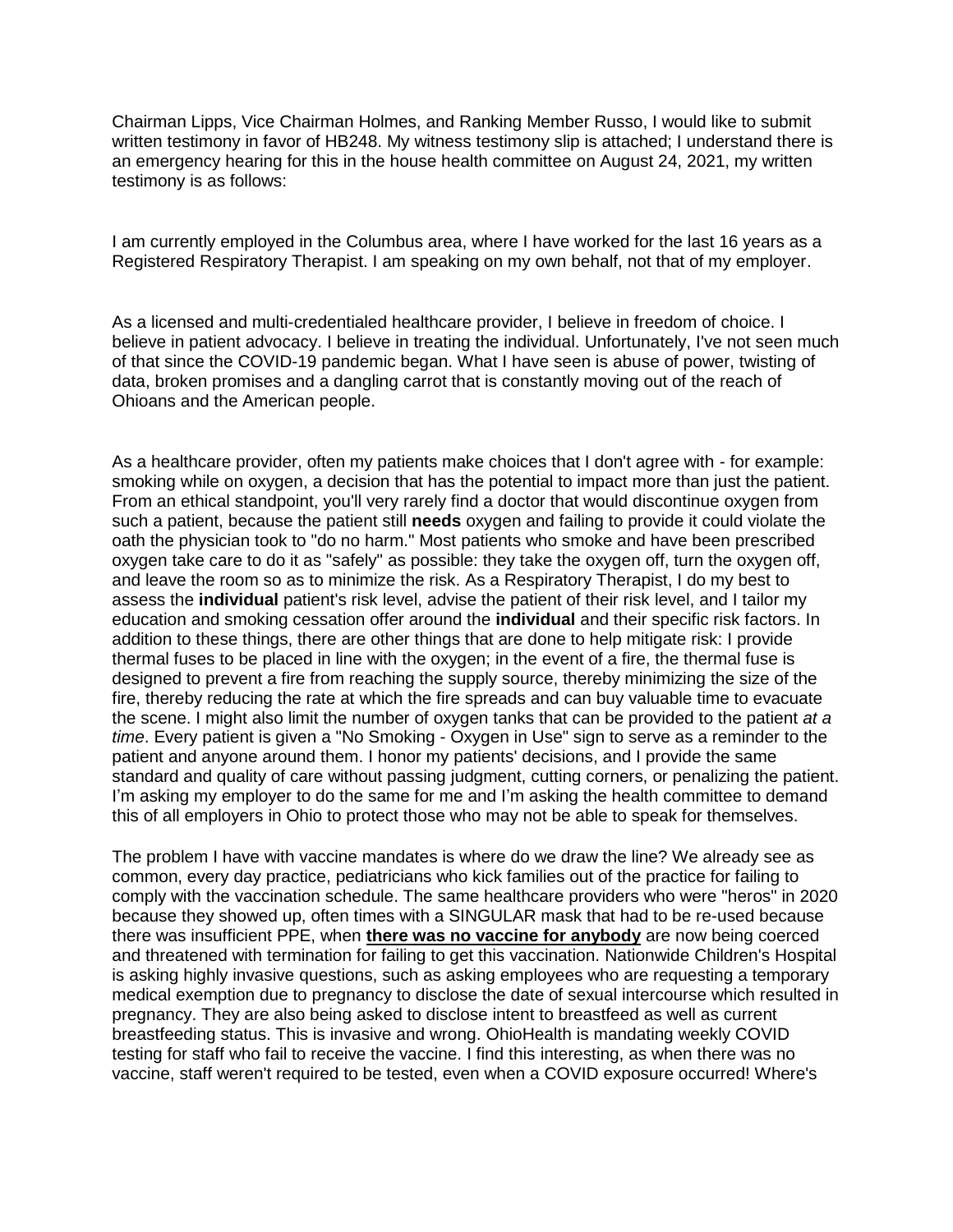Chairman Lipps, Vice Chairman Holmes, and Ranking Member Russo, I would like to submit written testimony in favor of HB248. My witness testimony slip is attached; I understand there is an emergency hearing for this in the house health committee on August 24, 2021, my written testimony is as follows:

I am currently employed in the Columbus area, where I have worked for the last 16 years as a Registered Respiratory Therapist. I am speaking on my own behalf, not that of my employer.

As a licensed and multi-credentialed healthcare provider, I believe in freedom of choice. I believe in patient advocacy. I believe in treating the individual. Unfortunately, I've not seen much of that since the COVID-19 pandemic began. What I have seen is abuse of power, twisting of data, broken promises and a dangling carrot that is constantly moving out of the reach of Ohioans and the American people.

As a healthcare provider, often my patients make choices that I don't agree with - for example: smoking while on oxygen, a decision that has the potential to impact more than just the patient. From an ethical standpoint, you'll very rarely find a doctor that would discontinue oxygen from such a patient, because the patient still **needs** oxygen and failing to provide it could violate the oath the physician took to "do no harm." Most patients who smoke and have been prescribed oxygen take care to do it as "safely" as possible: they take the oxygen off, turn the oxygen off, and leave the room so as to minimize the risk. As a Respiratory Therapist, I do my best to assess the **individual** patient's risk level, advise the patient of their risk level, and I tailor my education and smoking cessation offer around the **individual** and their specific risk factors. In addition to these things, there are other things that are done to help mitigate risk: I provide thermal fuses to be placed in line with the oxygen; in the event of a fire, the thermal fuse is designed to prevent a fire from reaching the supply source, thereby minimizing the size of the fire, thereby reducing the rate at which the fire spreads and can buy valuable time to evacuate the scene. I might also limit the number of oxygen tanks that can be provided to the patient *at a time*. Every patient is given a "No Smoking - Oxygen in Use" sign to serve as a reminder to the patient and anyone around them. I honor my patients' decisions, and I provide the same standard and quality of care without passing judgment, cutting corners, or penalizing the patient. I'm asking my employer to do the same for me and I'm asking the health committee to demand this of all employers in Ohio to protect those who may not be able to speak for themselves.

The problem I have with vaccine mandates is where do we draw the line? We already see as common, every day practice, pediatricians who kick families out of the practice for failing to comply with the vaccination schedule. The same healthcare providers who were "heros" in 2020 because they showed up, often times with a SINGULAR mask that had to be re-used because there was insufficient PPE, when **there was no vaccine for anybody** are now being coerced and threatened with termination for failing to get this vaccination. Nationwide Children's Hospital is asking highly invasive questions, such as asking employees who are requesting a temporary medical exemption due to pregnancy to disclose the date of sexual intercourse which resulted in pregnancy. They are also being asked to disclose intent to breastfeed as well as current breastfeeding status. This is invasive and wrong. OhioHealth is mandating weekly COVID testing for staff who fail to receive the vaccine. I find this interesting, as when there was no vaccine, staff weren't required to be tested, even when a COVID exposure occurred! Where's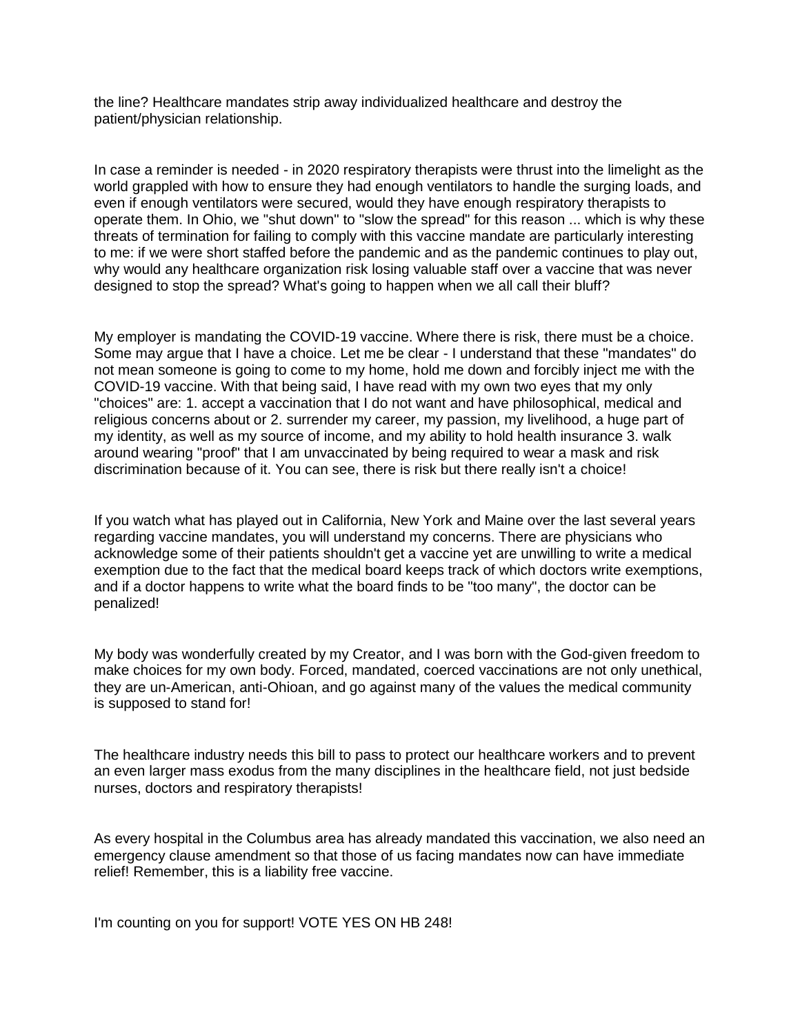the line? Healthcare mandates strip away individualized healthcare and destroy the patient/physician relationship.

In case a reminder is needed - in 2020 respiratory therapists were thrust into the limelight as the world grappled with how to ensure they had enough ventilators to handle the surging loads, and even if enough ventilators were secured, would they have enough respiratory therapists to operate them. In Ohio, we "shut down" to "slow the spread" for this reason ... which is why these threats of termination for failing to comply with this vaccine mandate are particularly interesting to me: if we were short staffed before the pandemic and as the pandemic continues to play out, why would any healthcare organization risk losing valuable staff over a vaccine that was never designed to stop the spread? What's going to happen when we all call their bluff?

My employer is mandating the COVID-19 vaccine. Where there is risk, there must be a choice. Some may argue that I have a choice. Let me be clear - I understand that these "mandates" do not mean someone is going to come to my home, hold me down and forcibly inject me with the COVID-19 vaccine. With that being said, I have read with my own two eyes that my only "choices" are: 1. accept a vaccination that I do not want and have philosophical, medical and religious concerns about or 2. surrender my career, my passion, my livelihood, a huge part of my identity, as well as my source of income, and my ability to hold health insurance 3. walk around wearing "proof" that I am unvaccinated by being required to wear a mask and risk discrimination because of it. You can see, there is risk but there really isn't a choice!

If you watch what has played out in California, New York and Maine over the last several years regarding vaccine mandates, you will understand my concerns. There are physicians who acknowledge some of their patients shouldn't get a vaccine yet are unwilling to write a medical exemption due to the fact that the medical board keeps track of which doctors write exemptions, and if a doctor happens to write what the board finds to be "too many", the doctor can be penalized!

My body was wonderfully created by my Creator, and I was born with the God-given freedom to make choices for my own body. Forced, mandated, coerced vaccinations are not only unethical, they are un-American, anti-Ohioan, and go against many of the values the medical community is supposed to stand for!

The healthcare industry needs this bill to pass to protect our healthcare workers and to prevent an even larger mass exodus from the many disciplines in the healthcare field, not just bedside nurses, doctors and respiratory therapists!

As every hospital in the Columbus area has already mandated this vaccination, we also need an emergency clause amendment so that those of us facing mandates now can have immediate relief! Remember, this is a liability free vaccine.

I'm counting on you for support! VOTE YES ON HB 248!